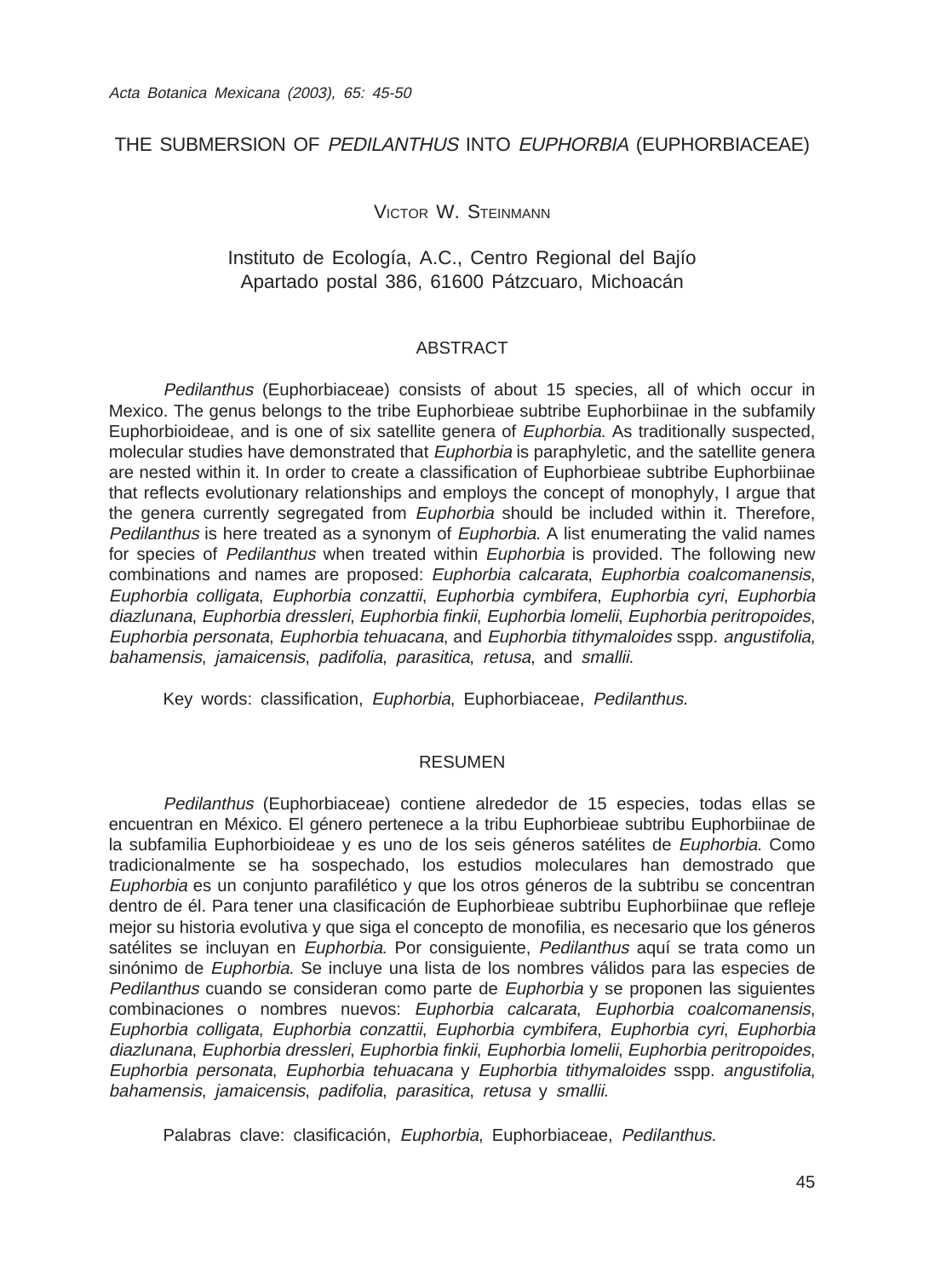# THE SUBMERSION OF *PEDILANTHUS* INTO *EUPHORBIA* (EUPHORBIACEAE)

VICTOR W. STEINMANN

Instituto de Ecología, A.C., Centro Regional del Bajío
Apartado postal 386, 61600 Pátzcuaro, Michoacán

## ABSTRACT

*Pedilanthus* (Euphorbiaceae) consists of about 15 species, all of which occur in Mexico. The genus belongs to the tribe Euphorbieae subtribe Euphorbiinae in the subfamily Euphorbioideae, and is one of six satellite genera of *Euphorbia*. As traditionally suspected, molecular studies have demonstrated that *Euphorbia* is paraphyletic, and the satellite genera are nested within it. In order to create a classification of Euphorbieae subtribe Euphorbiinae that reflects evolutionary relationships and employs the concept of monophyly, I argue that the genera currently segregated from *Euphorbia* should be included within it. Therefore, *Pedilanthus* is here treated as a synonym of *Euphorbia*. A list enumerating the valid names for species of *Pedilanthus* when treated within *Euphorbia* is provided. The following new combinations and names are proposed: *Euphorbia calcarata*, *Euphorbia coalcomanensis*, *Euphorbia colligata*, *Euphorbia conzattii*, *Euphorbia cymbifera*, *Euphorbia cyri*, *Euphorbia diazlunana*, *Euphorbia dressleri*, *Euphorbia finkii*, *Euphorbia lomelii*, *Euphorbia peritropoides*, *Euphorbia personata*, *Euphorbia tehuacana*, and *Euphorbia tithymaloides* sspp. *angustifolia*, *bahamensis*, *jamaicensis*, *padifolia*, *parasitica*, *retusa*, and *smallii*.

Key words: classification, *Euphorbia*, Euphorbiaceae, *Pedilanthus*.

## RESUMEN

*Pedilanthus* (Euphorbiaceae) contiene alrededor de 15 especies, todas ellas se encuentran en México. El género pertenece a la tribu Euphorbieae subtribu Euphorbiinae de la subfamilia Euphorbioideae y es uno de los seis géneros satélites de *Euphorbia*. Como tradicionalmente se ha sospechado, los estudios moleculares han demostrado que *Euphorbia* es un conjunto parafilético y que los otros géneros de la subtribu se concentran dentro de él. Para tener una clasificación de Euphorbieae subtribu Euphorbiinae que refleje mejor su historia evolutiva y que siga el concepto de monofilia, es necesario que los géneros satélites se incluyan en *Euphorbia*. Por consiguiente, *Pedilanthus* aquí se trata como un sinónimo de *Euphorbia*. Se incluye una lista de los nombres válidos para las especies de *Pedilanthus* cuando se consideran como parte de *Euphorbia* y se proponen las siguientes combinaciones o nombres nuevos: *Euphorbia calcarata*, *Euphorbia coalcomanensis*, *Euphorbia colligata*, *Euphorbia conzattii*, *Euphorbia cymbifera*, *Euphorbia cyri*, *Euphorbia diazlunana*, *Euphorbia dressleri*, *Euphorbia finkii*, *Euphorbia lomelii*, *Euphorbia peritropoides*, *Euphorbia personata*, *Euphorbia tehuacana* y *Euphorbia tithymaloides* sspp. *angustifolia*, *bahamensis*, *jamaicensis*, *padifolia*, *parasitica*, *retusa* y *smallii.*

Palabras clave: clasificación, *Euphorbia*, Euphorbiaceae, *Pedilanthus.*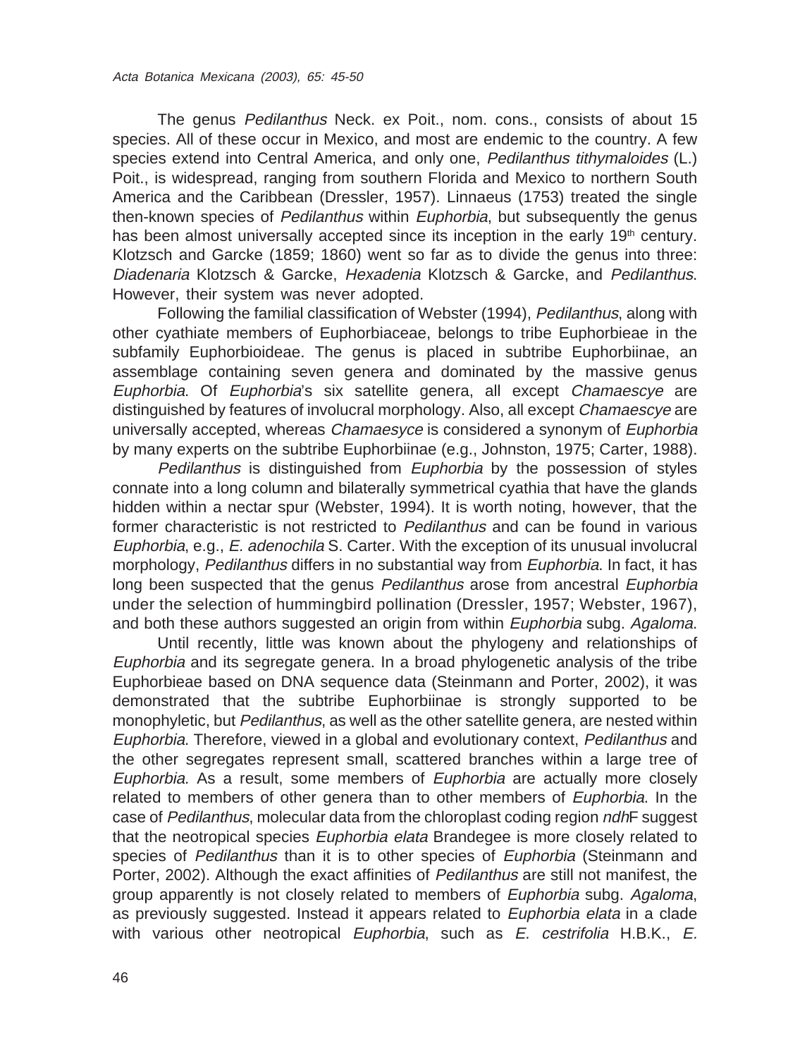The genus *Pedilanthus* Neck. ex Poit., nom. cons., consists of about 15 species. All of these occur in Mexico, and most are endemic to the country. A few species extend into Central America, and only one, *Pedilanthus tithymaloides* (L.) Poit., is widespread, ranging from southern Florida and Mexico to northern South America and the Caribbean (Dressler, 1957). Linnaeus (1753) treated the single then-known species of *Pedilanthus* within *Euphorbia*, but subsequently the genus has been almost universally accepted since its inception in the early 19th century. Klotzsch and Garcke (1859; 1860) went so far as to divide the genus into three: *Diadenaria* Klotzsch & Garcke, *Hexadenia* Klotzsch & Garcke, and *Pedilanthus*. However, their system was never adopted.

Following the familial classification of Webster (1994), *Pedilanthus*, along with other cyathiate members of Euphorbiaceae, belongs to tribe Euphorbieae in the subfamily Euphorbioideae. The genus is placed in subtribe Euphorbiinae, an assemblage containing seven genera and dominated by the massive genus *Euphorbia*. Of *Euphorbia*'s six satellite genera, all except *Chamaescye* are distinguished by features of involucral morphology. Also, all except *Chamaescye* are universally accepted, whereas *Chamaesyce* is considered a synonym of *Euphorbia* by many experts on the subtribe Euphorbiinae (e.g., Johnston, 1975; Carter, 1988).

*Pedilanthus* is distinguished from *Euphorbia* by the possession of styles connate into a long column and bilaterally symmetrical cyathia that have the glands hidden within a nectar spur (Webster, 1994). It is worth noting, however, that the former characteristic is not restricted to *Pedilanthus* and can be found in various *Euphorbia*, e.g., *E. adenochila* S. Carter. With the exception of its unusual involucral morphology, *Pedilanthus* differs in no substantial way from *Euphorbia*. In fact, it has long been suspected that the genus *Pedilanthus* arose from ancestral *Euphorbia* under the selection of hummingbird pollination (Dressler, 1957; Webster, 1967), and both these authors suggested an origin from within *Euphorbia* subg. *Agaloma*.

Until recently, little was known about the phylogeny and relationships of *Euphorbia* and its segregate genera. In a broad phylogenetic analysis of the tribe Euphorbieae based on DNA sequence data (Steinmann and Porter, 2002), it was demonstrated that the subtribe Euphorbiinae is strongly supported to be monophyletic, but *Pedilanthus*, as well as the other satellite genera, are nested within *Euphorbia*. Therefore, viewed in a global and evolutionary context, *Pedilanthus* and the other segregates represent small, scattered branches within a large tree of *Euphorbia*. As a result, some members of *Euphorbia* are actually more closely related to members of other genera than to other members of *Euphorbia*. In the case of *Pedilanthus*, molecular data from the chloroplast coding region *ndh*F suggest that the neotropical species *Euphorbia elata* Brandegee is more closely related to species of *Pedilanthus* than it is to other species of *Euphorbia* (Steinmann and Porter, 2002). Although the exact affinities of *Pedilanthus* are still not manifest, the group apparently is not closely related to members of *Euphorbia* subg. *Agaloma*, as previously suggested. Instead it appears related to *Euphorbia elata* in a clade with various other neotropical *Euphorbia*, such as *E. cestrifolia* H.B.K., *E.*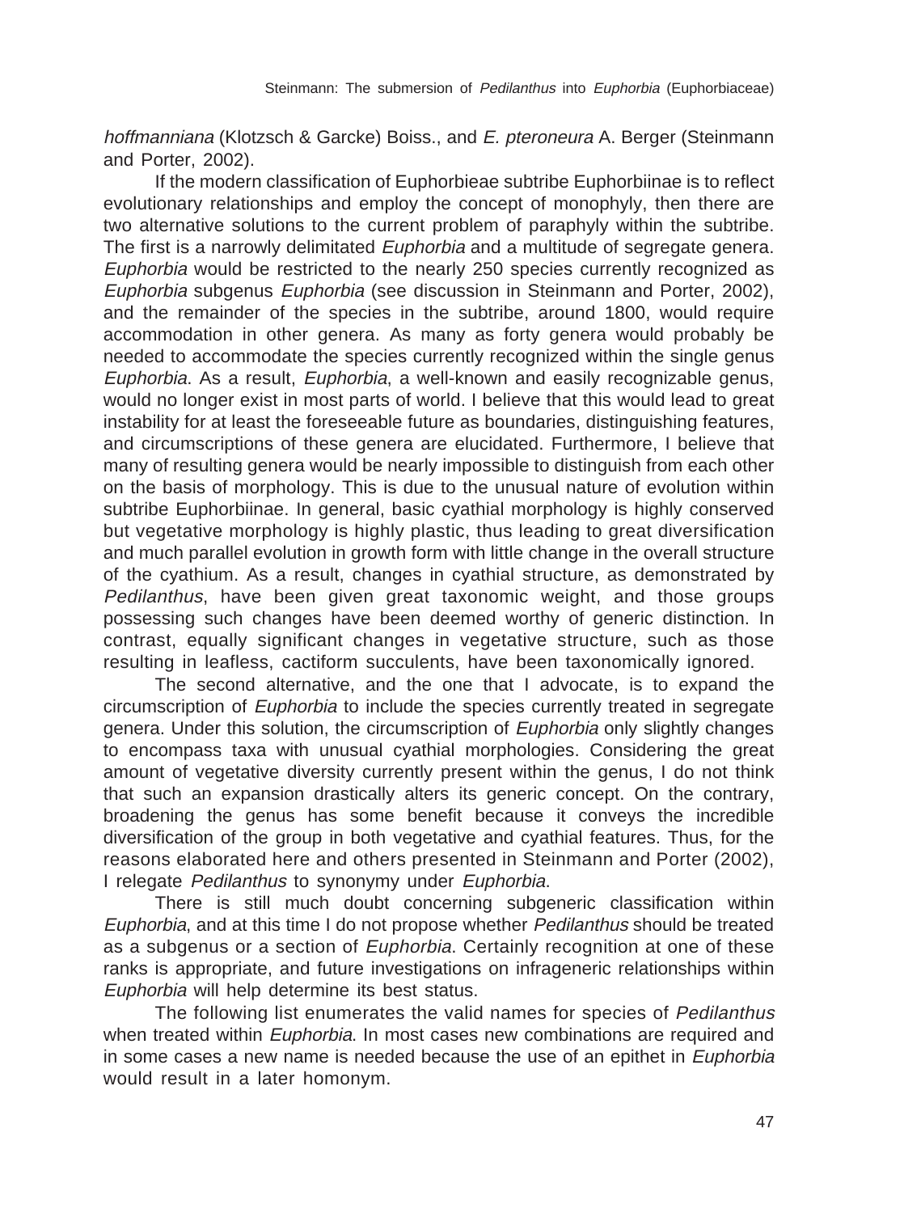*hoffmanniana* (Klotzsch & Garcke) Boiss., and *E. pteroneura* A. Berger (Steinmann and Porter, 2002).

If the modern classification of Euphorbieae subtribe Euphorbiinae is to reflect evolutionary relationships and employ the concept of monophyly, then there are two alternative solutions to the current problem of paraphyly within the subtribe. The first is a narrowly delimitated *Euphorbia* and a multitude of segregate genera. *Euphorbia* would be restricted to the nearly 250 species currently recognized as *Euphorbia* subgenus *Euphorbia* (see discussion in Steinmann and Porter, 2002), and the remainder of the species in the subtribe, around 1800, would require accommodation in other genera. As many as forty genera would probably be needed to accommodate the species currently recognized within the single genus *Euphorbia*. As a result, *Euphorbia*, a well-known and easily recognizable genus, would no longer exist in most parts of world. I believe that this would lead to great instability for at least the foreseeable future as boundaries, distinguishing features, and circumscriptions of these genera are elucidated. Furthermore, I believe that many of resulting genera would be nearly impossible to distinguish from each other on the basis of morphology. This is due to the unusual nature of evolution within subtribe Euphorbiinae. In general, basic cyathial morphology is highly conserved but vegetative morphology is highly plastic, thus leading to great diversification and much parallel evolution in growth form with little change in the overall structure of the cyathium. As a result, changes in cyathial structure, as demonstrated by *Pedilanthus*, have been given great taxonomic weight, and those groups possessing such changes have been deemed worthy of generic distinction. In contrast, equally significant changes in vegetative structure, such as those resulting in leafless, cactiform succulents, have been taxonomically ignored.

The second alternative, and the one that I advocate, is to expand the circumscription of *Euphorbia* to include the species currently treated in segregate genera. Under this solution, the circumscription of *Euphorbia* only slightly changes to encompass taxa with unusual cyathial morphologies. Considering the great amount of vegetative diversity currently present within the genus, I do not think that such an expansion drastically alters its generic concept. On the contrary, broadening the genus has some benefit because it conveys the incredible diversification of the group in both vegetative and cyathial features. Thus, for the reasons elaborated here and others presented in Steinmann and Porter (2002), I relegate *Pedilanthus* to synonymy under *Euphorbia*.

There is still much doubt concerning subgeneric classification within *Euphorbia*, and at this time I do not propose whether *Pedilanthus* should be treated as a subgenus or a section of *Euphorbia*. Certainly recognition at one of these ranks is appropriate, and future investigations on infrageneric relationships within *Euphorbia* will help determine its best status.

The following list enumerates the valid names for species of *Pedilanthus* when treated within *Euphorbia*. In most cases new combinations are required and in some cases a new name is needed because the use of an epithet in *Euphorbia* would result in a later homonym.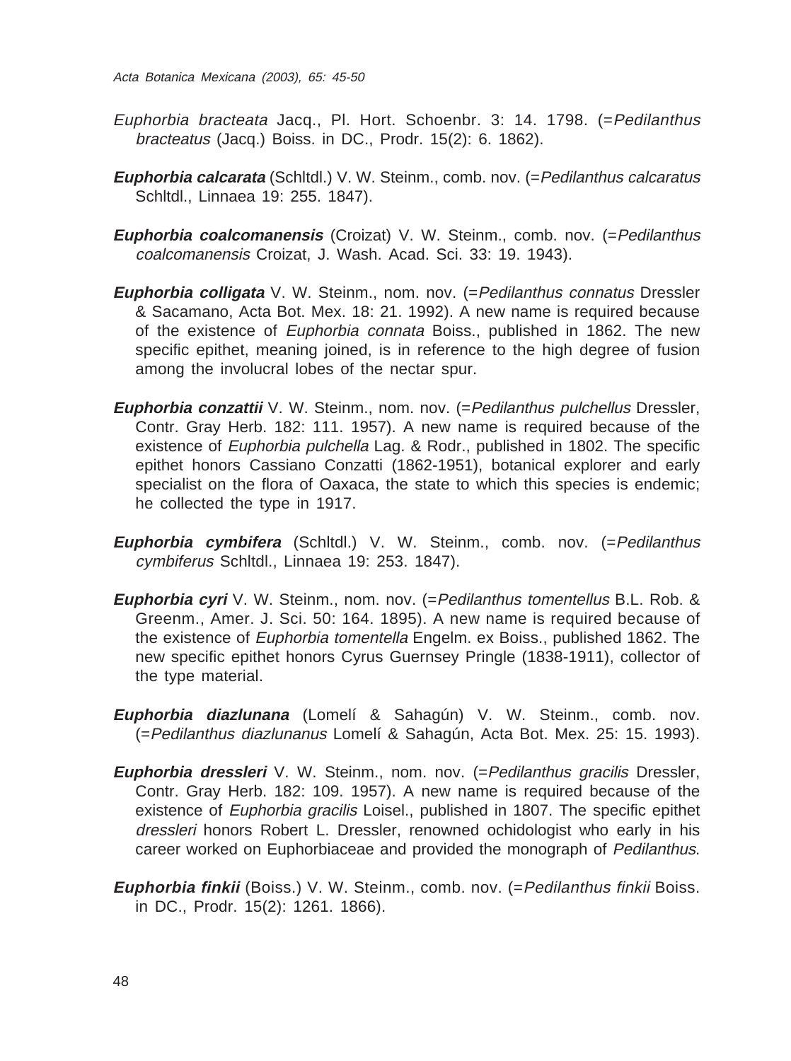*Euphorbia bracteata* Jacq., Pl. Hort. Schoenbr. 3: 14. 1798. (=*Pedilanthus bracteatus* (Jacq.) Boiss. in DC., Prodr. 15(2): 6. 1862).

***Euphorbia calcarata*** (Schltdl.) V. W. Steinm., comb. nov. (=*Pedilanthus calcaratus* Schltdl., Linnaea 19: 255. 1847).

***Euphorbia coalcomanensis*** (Croizat) V. W. Steinm., comb. nov. (=*Pedilanthus coalcomanensis* Croizat, J. Wash. Acad. Sci. 33: 19. 1943).

***Euphorbia colligata*** V. W. Steinm., nom. nov. (=*Pedilanthus connatus* Dressler & Sacamano, Acta Bot. Mex. 18: 21. 1992). A new name is required because of the existence of *Euphorbia connata* Boiss., published in 1862. The new specific epithet, meaning joined, is in reference to the high degree of fusion among the involucral lobes of the nectar spur.

***Euphorbia conzattii*** V. W. Steinm., nom. nov. (=*Pedilanthus pulchellus* Dressler, Contr. Gray Herb. 182: 111. 1957). A new name is required because of the existence of *Euphorbia pulchella* Lag. & Rodr., published in 1802. The specific epithet honors Cassiano Conzatti (1862-1951), botanical explorer and early specialist on the flora of Oaxaca, the state to which this species is endemic; he collected the type in 1917.

***Euphorbia cymbifera*** (Schltdl.) V. W. Steinm., comb. nov. (=*Pedilanthus cymbiferus* Schltdl., Linnaea 19: 253. 1847).

***Euphorbia cyri*** V. W. Steinm., nom. nov. (=*Pedilanthus tomentellus* B.L. Rob. & Greenm., Amer. J. Sci. 50: 164. 1895). A new name is required because of the existence of *Euphorbia tomentella* Engelm. ex Boiss., published 1862. The new specific epithet honors Cyrus Guernsey Pringle (1838-1911), collector of the type material.

***Euphorbia diazlunana*** (Lomelí & Sahagún) V. W. Steinm., comb. nov. (=*Pedilanthus diazlunanus* Lomelí & Sahagún, Acta Bot. Mex. 25: 15. 1993).

***Euphorbia dressleri*** V. W. Steinm., nom. nov. (=*Pedilanthus gracilis* Dressler, Contr. Gray Herb. 182: 109. 1957). A new name is required because of the existence of *Euphorbia gracilis* Loisel., published in 1807. The specific epithet *dressleri* honors Robert L. Dressler, renowned ochidologist who early in his career worked on Euphorbiaceae and provided the monograph of *Pedilanthus*.

***Euphorbia finkii*** (Boiss.) V. W. Steinm., comb. nov. (=*Pedilanthus finkii* Boiss. in DC., Prodr. 15(2): 1261. 1866).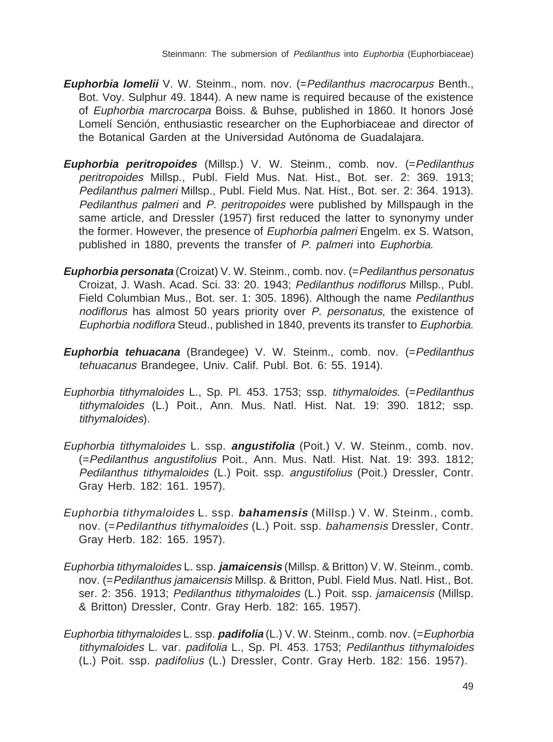***Euphorbia lomelii*** V. W. Steinm., nom. nov. (=*Pedilanthus macrocarpus* Benth., Bot. Voy. Sulphur 49. 1844). A new name is required because of the existence of *Euphorbia marcrocarpa* Boiss. & Buhse, published in 1860. It honors José Lomelí Sención, enthusiastic researcher on the Euphorbiaceae and director of the Botanical Garden at the Universidad Autónoma de Guadalajara.

***Euphorbia peritropoides*** (Millsp.) V. W. Steinm., comb. nov. (=*Pedilanthus peritropoides* Millsp., Publ. Field Mus. Nat. Hist., Bot. ser. 2: 369. 1913; *Pedilanthus palmeri* Millsp., Publ. Field Mus. Nat. Hist., Bot. ser. 2: 364. 1913). *Pedilanthus palmeri* and *P. peritropoides* were published by Millspaugh in the same article, and Dressler (1957) first reduced the latter to synonymy under the former. However, the presence of *Euphorbia palmeri* Engelm. ex S. Watson, published in 1880, prevents the transfer of *P. palmeri* into *Euphorbia*.

***Euphorbia personata*** (Croizat) V. W. Steinm., comb. nov. (=*Pedilanthus personatus* Croizat, J. Wash. Acad. Sci. 33: 20. 1943; *Pedilanthus nodiflorus* Millsp., Publ. Field Columbian Mus., Bot. ser. 1: 305. 1896). Although the name *Pedilanthus nodiflorus* has almost 50 years priority over *P. personatus*, the existence of *Euphorbia nodiflora* Steud., published in 1840, prevents its transfer to *Euphorbia*.

***Euphorbia tehuacana*** (Brandegee) V. W. Steinm., comb. nov. (=*Pedilanthus tehuacanus* Brandegee, Univ. Calif. Publ. Bot. 6: 55. 1914).

*Euphorbia tithymaloides* L., Sp. Pl. 453. 1753; ssp. *tithymaloides*. (=*Pedilanthus tithymaloides* (L.) Poit., Ann. Mus. Natl. Hist. Nat. 19: 390. 1812; ssp. *tithymaloides*).

*Euphorbia tithymaloides* L. ssp. ***angustifolia*** (Poit.) V. W. Steinm., comb. nov. (=*Pedilanthus angustifolius* Poit., Ann. Mus. Natl. Hist. Nat. 19: 393. 1812; *Pedilanthus tithymaloides* (L.) Poit. ssp. *angustifolius* (Poit.) Dressler, Contr. Gray Herb. 182: 161. 1957).

*Euphorbia tithymaloides* L. ssp. ***bahamensis*** (Millsp.) V. W. Steinm., comb. nov. (=*Pedilanthus tithymaloides* (L.) Poit. ssp. *bahamensis* Dressler, Contr. Gray Herb. 182: 165. 1957).

*Euphorbia tithymaloides* L. ssp. ***jamaicensis*** (Millsp. & Britton) V. W. Steinm., comb. nov. (=*Pedilanthus jamaicensis* Millsp. & Britton, Publ. Field Mus. Natl. Hist., Bot. ser. 2: 356. 1913; *Pedilanthus tithymaloides* (L.) Poit. ssp. *jamaicensis* (Millsp. & Britton) Dressler, Contr. Gray Herb. 182: 165. 1957).

*Euphorbia tithymaloides* L. ssp. ***padifolia*** (L.) V. W. Steinm., comb. nov. (=*Euphorbia tithymaloides* L. var. *padifolia* L., Sp. Pl. 453. 1753; *Pedilanthus tithymaloides* (L.) Poit. ssp. *padifolius* (L.) Dressler, Contr. Gray Herb. 182: 156. 1957).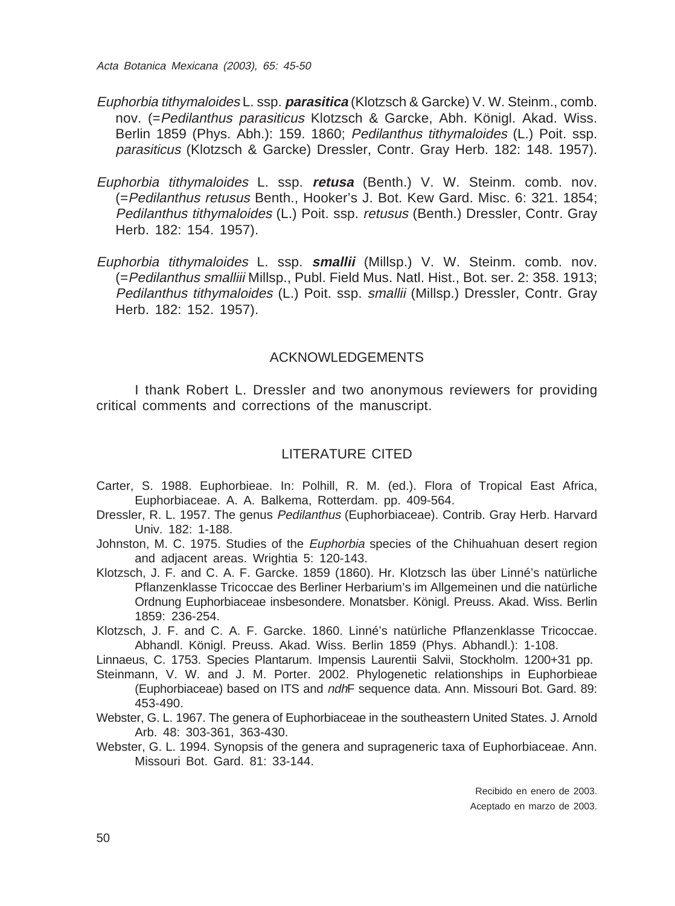*Euphorbia tithymaloides* L. ssp. ***parasitica*** (Klotzsch & Garcke) V. W. Steinm., comb. nov. (=*Pedilanthus parasiticus* Klotzsch & Garcke, Abh. Königl. Akad. Wiss. Berlin 1859 (Phys. Abh.): 159. 1860; *Pedilanthus tithymaloides* (L.) Poit. ssp. *parasiticus* (Klotzsch & Garcke) Dressler, Contr. Gray Herb. 182: 148. 1957).

*Euphorbia tithymaloides* L. ssp. ***retusa*** (Benth.) V. W. Steinm. comb. nov. (=*Pedilanthus retusus* Benth., Hooker's J. Bot. Kew Gard. Misc. 6: 321. 1854; *Pedilanthus tithymaloides* (L.) Poit. ssp. *retusus* (Benth.) Dressler, Contr. Gray Herb. 182: 154. 1957).

*Euphorbia tithymaloides* L. ssp. ***smallii*** (Millsp.) V. W. Steinm. comb. nov. (=*Pedilanthus smalliii* Millsp., Publ. Field Mus. Natl. Hist., Bot. ser. 2: 358. 1913; *Pedilanthus tithymaloides* (L.) Poit. ssp. *smallii* (Millsp.) Dressler, Contr. Gray Herb. 182: 152. 1957).

## ACKNOWLEDGEMENTS

I thank Robert L. Dressler and two anonymous reviewers for providing critical comments and corrections of the manuscript.

## LITERATURE CITED

Carter, S. 1988. Euphorbieae. In: Polhill, R. M. (ed.). Flora of Tropical East Africa, Euphorbiaceae. A. A. Balkema, Rotterdam. pp. 409-564.

Dressler, R. L. 1957. The genus *Pedilanthus* (Euphorbiaceae). Contrib. Gray Herb. Harvard Univ. 182: 1-188.

Johnston, M. C. 1975. Studies of the *Euphorbia* species of the Chihuahuan desert region and adjacent areas. Wrightia 5: 120-143.

Klotzsch, J. F. and C. A. F. Garcke. 1859 (1860). Hr. Klotzsch las über Linné's natürliche Pflanzenklasse Tricoccae des Berliner Herbarium's im Allgemeinen und die natürliche Ordnung Euphorbiaceae insbesondere. Monatsber. Königl. Preuss. Akad. Wiss. Berlin 1859: 236-254.

Klotzsch, J. F. and C. A. F. Garcke. 1860. Linné's natürliche Pflanzenklasse Tricoccae. Abhandl. Königl. Preuss. Akad. Wiss. Berlin 1859 (Phys. Abhandl.): 1-108.

Linnaeus, C. 1753. Species Plantarum. Impensis Laurentii Salvii, Stockholm. 1200+31 pp.

Steinmann, V. W. and J. M. Porter. 2002. Phylogenetic relationships in Euphorbieae (Euphorbiaceae) based on ITS and *ndh*F sequence data. Ann. Missouri Bot. Gard. 89: 453-490.

Webster, G. L. 1967. The genera of Euphorbiaceae in the southeastern United States. J. Arnold Arb. 48: 303-361, 363-430.

Webster, G. L. 1994. Synopsis of the genera and suprageneric taxa of Euphorbiaceae. Ann. Missouri Bot. Gard. 81: 33-144.

Recibido en enero de 2003.

Aceptado en marzo de 2003.